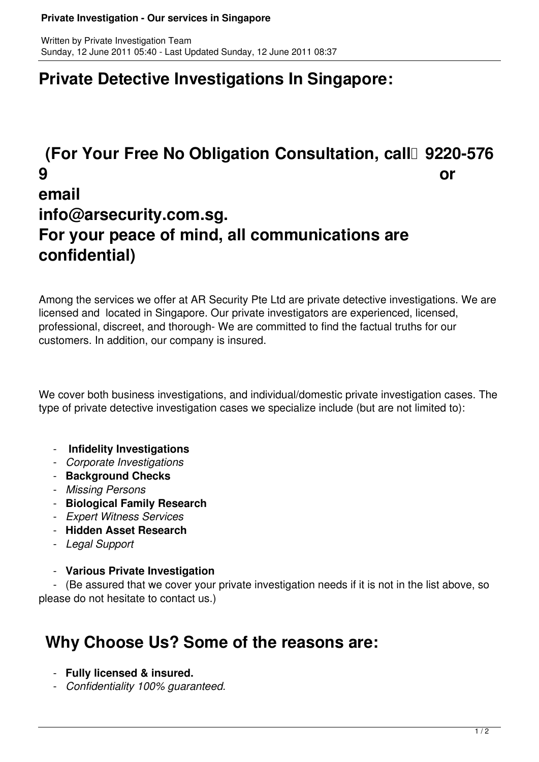Written by Private Investigation Team
Sunday, 12 June 2011 05:40 - Last Updated Sunday, 12 June 2011 08:37

# Private Detective Investigations In Singapore:

## (For Your Free No Obligation Consultation, call 9220-5769 or email info@arsecurity.com.sg. For your peace of mind, all communications are confidential)

Among the services we offer at AR Security Pte Ltd are private detective investigations. We are licensed and located in Singapore. Our private investigators are experienced, licensed, professional, discreet, and thorough- We are committed to find the factual truths for our customers. In addition, our company is insured.

We cover both business investigations, and individual/domestic private investigation cases. The type of private detective investigation cases we specialize include (but are not limited to):

- **Infidelity Investigations**
- *Corporate Investigations*
- **Background Checks**
- *Missing Persons*
- **Biological Family Research**
- *Expert Witness Services*
- **Hidden Asset Research**
- *Legal Support*
- **Various Private Investigation**
- (Be assured that we cover your private investigation needs if it is not in the list above, so please do not hesitate to contact us.)

## Why Choose Us? Some of the reasons are:

- **Fully licensed & insured.**
- *Confidentiality 100% guaranteed.*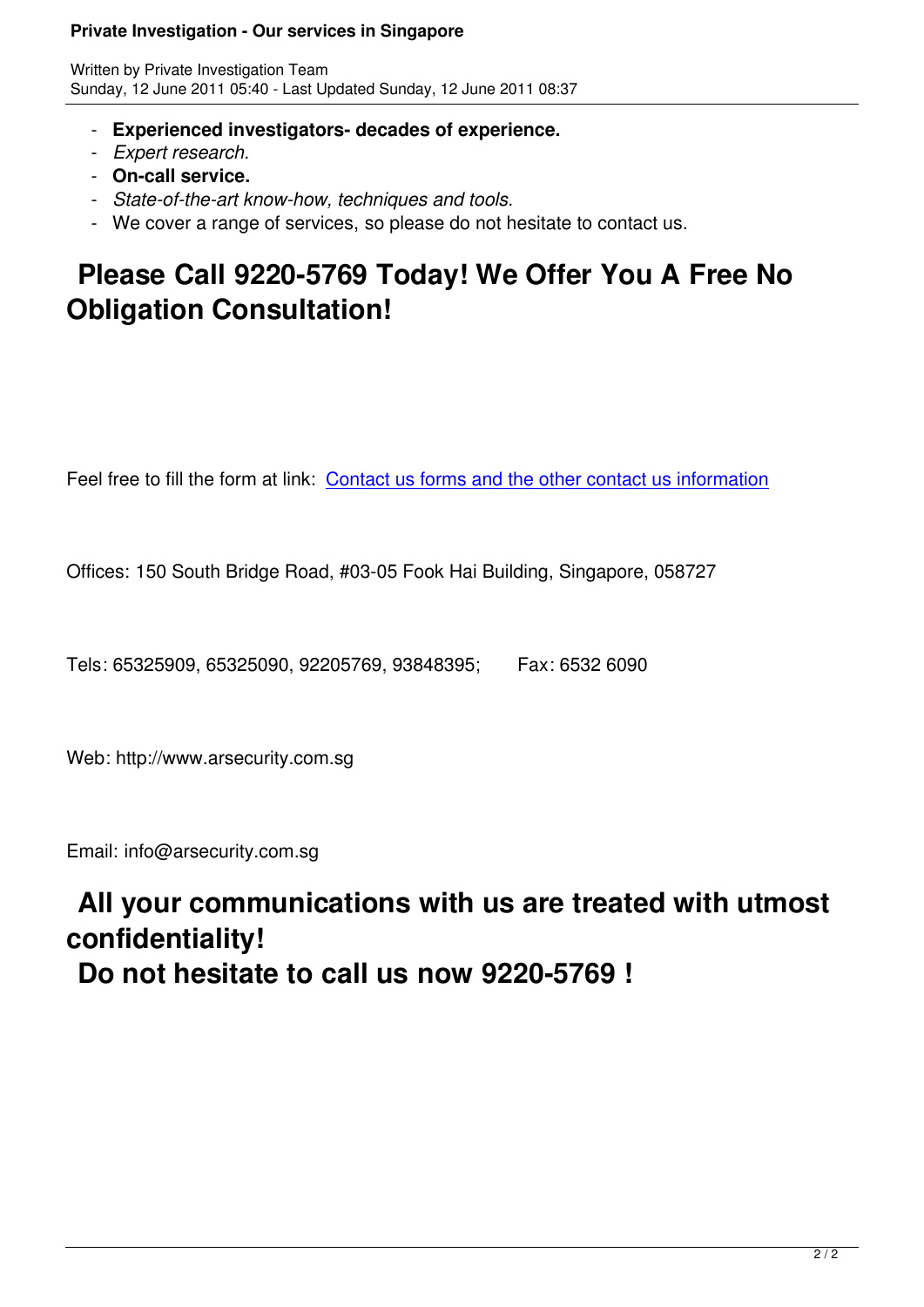- **Experienced investigators- decades of experience.**
- *Expert research.*
- **On-call service.**
- *State-of-the-art know-how, techniques and tools.*
- We cover a range of services, so please do not hesitate to contact us.

## Please Call 9220-5769 Today! We Offer You A Free No Obligation Consultation!

Feel free to fill the form at link: [Contact us forms and the other contact us information]()

Offices: 150 South Bridge Road, #03-05 Fook Hai Building, Singapore, 058727

Tels: 65325909, 65325090, 92205769, 93848395;      Fax: 6532 6090

Web: http://www.arsecurity.com.sg

Email: info@arsecurity.com.sg

## All your communications with us are treated with utmost confidentiality!

## Do not hesitate to call us now 9220-5769 !